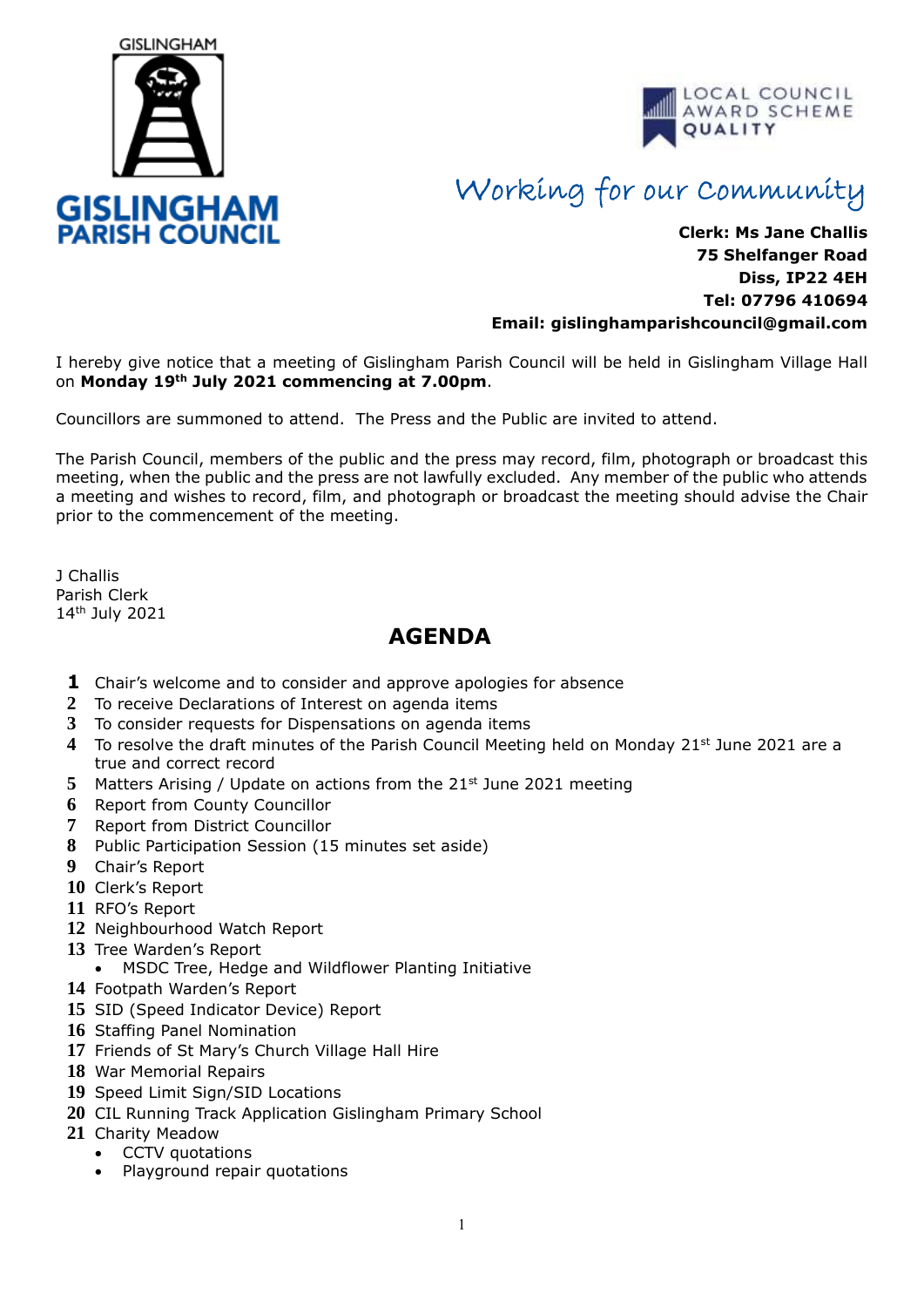GISLINGHAM

**GISLINGHAM PARISH COUNCIL**

LOCAL COUNCIL AWARD SCHEME QUALITY

*Working for our Community*

**Clerk: Ms Jane Challis**
**75 Shelfanger Road**
**Diss, IP22 4EH**
**Tel: 07796 410694**
**Email: gislinghamparishcouncil@gmail.com**

I hereby give notice that a meeting of Gislingham Parish Council will be held in Gislingham Village Hall on **Monday 19th July 2021 commencing at 7.00pm**.

Councillors are summoned to attend. The Press and the Public are invited to attend.

The Parish Council, members of the public and the press may record, film, photograph or broadcast this meeting, when the public and the press are not lawfully excluded. Any member of the public who attends a meeting and wishes to record, film, and photograph or broadcast the meeting should advise the Chair prior to the commencement of the meeting.

J Challis
Parish Clerk
14th July 2021

## AGENDA

1. Chair's welcome and to consider and approve apologies for absence
2. To receive Declarations of Interest on agenda items
3. To consider requests for Dispensations on agenda items
4. To resolve the draft minutes of the Parish Council Meeting held on Monday 21st June 2021 are a true and correct record
5. Matters Arising / Update on actions from the 21st June 2021 meeting
6. Report from County Councillor
7. Report from District Councillor
8. Public Participation Session (15 minutes set aside)
9. Chair's Report
10. Clerk's Report
11. RFO's Report
12. Neighbourhood Watch Report
13. Tree Warden's Report
    - MSDC Tree, Hedge and Wildflower Planting Initiative
14. Footpath Warden's Report
15. SID (Speed Indicator Device) Report
16. Staffing Panel Nomination
17. Friends of St Mary's Church Village Hall Hire
18. War Memorial Repairs
19. Speed Limit Sign/SID Locations
20. CIL Running Track Application Gislingham Primary School
21. Charity Meadow
    - CCTV quotations
    - Playground repair quotations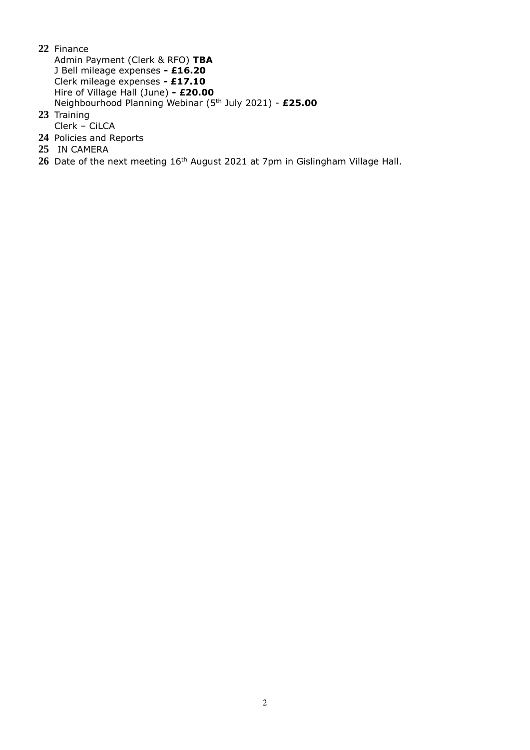**22** Finance

Admin Payment (Clerk & RFO) **TBA**
J Bell mileage expenses **- £16.20**
Clerk mileage expenses **- £17.10**
Hire of Village Hall (June) **- £20.00**
Neighbourhood Planning Webinar (5th July 2021) - **£25.00**

**23** Training

Clerk – CiLCA

**24** Policies and Reports

**25** IN CAMERA

**26** Date of the next meeting 16th August 2021 at 7pm in Gislingham Village Hall.